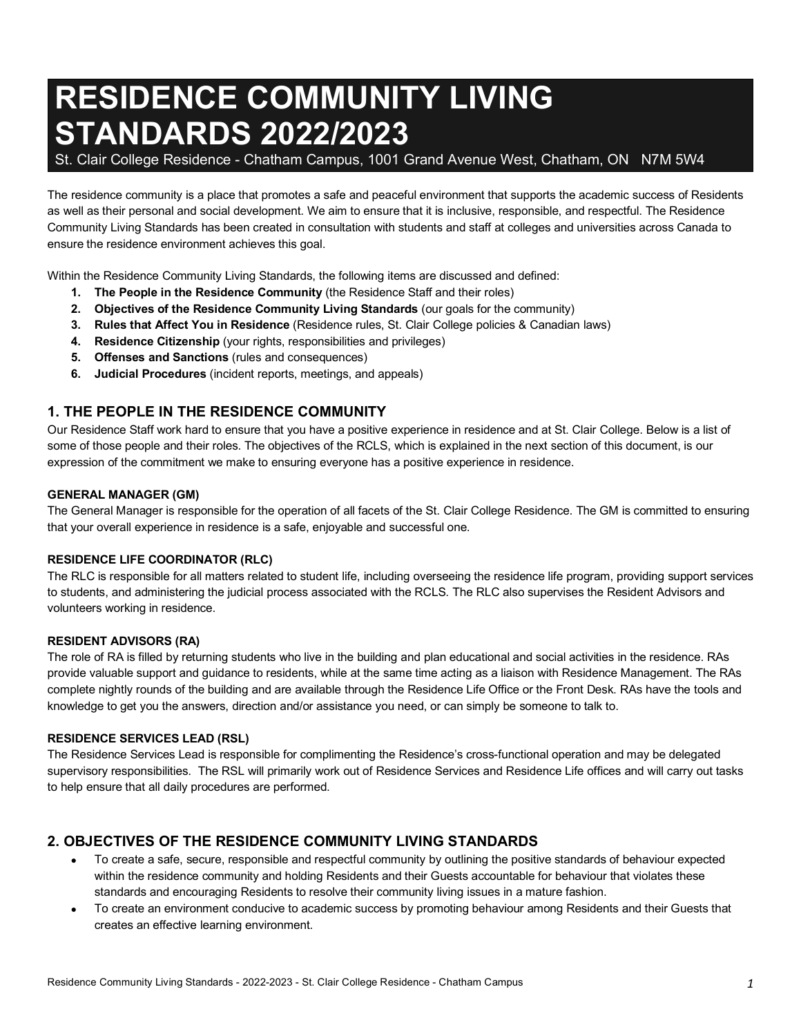# RESIDENCE COMMUNITY LIVING STANDARDS 2022/2023

St. Clair College Residence - Chatham Campus, 1001 Grand Avenue West, Chatham, ON N7M 5W4

The residence community is a place that promotes a safe and peaceful environment that supports the academic success of Residents as well as their personal and social development. We aim to ensure that it is inclusive, responsible, and respectful. The Residence Community Living Standards has been created in consultation with students and staff at colleges and universities across Canada to ensure the residence environment achieves this goal.

Within the Residence Community Living Standards, the following items are discussed and defined:

1. **The People in the Residence Community** (the Residence Staff and their roles)
2. **Objectives of the Residence Community Living Standards** (our goals for the community)
3. **Rules that Affect You in Residence** (Residence rules, St. Clair College policies & Canadian laws)
4. **Residence Citizenship** (your rights, responsibilities and privileges)
5. **Offenses and Sanctions** (rules and consequences)
6. **Judicial Procedures** (incident reports, meetings, and appeals)

## 1. THE PEOPLE IN THE RESIDENCE COMMUNITY

Our Residence Staff work hard to ensure that you have a positive experience in residence and at St. Clair College. Below is a list of some of those people and their roles. The objectives of the RCLS, which is explained in the next section of this document, is our expression of the commitment we make to ensuring everyone has a positive experience in residence.

#### GENERAL MANAGER (GM)

The General Manager is responsible for the operation of all facets of the St. Clair College Residence. The GM is committed to ensuring that your overall experience in residence is a safe, enjoyable and successful one.

#### RESIDENCE LIFE COORDINATOR (RLC)

The RLC is responsible for all matters related to student life, including overseeing the residence life program, providing support services to students, and administering the judicial process associated with the RCLS. The RLC also supervises the Resident Advisors and volunteers working in residence.

#### RESIDENT ADVISORS (RA)

The role of RA is filled by returning students who live in the building and plan educational and social activities in the residence. RAs provide valuable support and guidance to residents, while at the same time acting as a liaison with Residence Management. The RAs complete nightly rounds of the building and are available through the Residence Life Office or the Front Desk. RAs have the tools and knowledge to get you the answers, direction and/or assistance you need, or can simply be someone to talk to.

#### RESIDENCE SERVICES LEAD (RSL)

The Residence Services Lead is responsible for complimenting the Residence's cross-functional operation and may be delegated supervisory responsibilities. The RSL will primarily work out of Residence Services and Residence Life offices and will carry out tasks to help ensure that all daily procedures are performed.

## 2. OBJECTIVES OF THE RESIDENCE COMMUNITY LIVING STANDARDS

- To create a safe, secure, responsible and respectful community by outlining the positive standards of behaviour expected within the residence community and holding Residents and their Guests accountable for behaviour that violates these standards and encouraging Residents to resolve their community living issues in a mature fashion.
- To create an environment conducive to academic success by promoting behaviour among Residents and their Guests that creates an effective learning environment.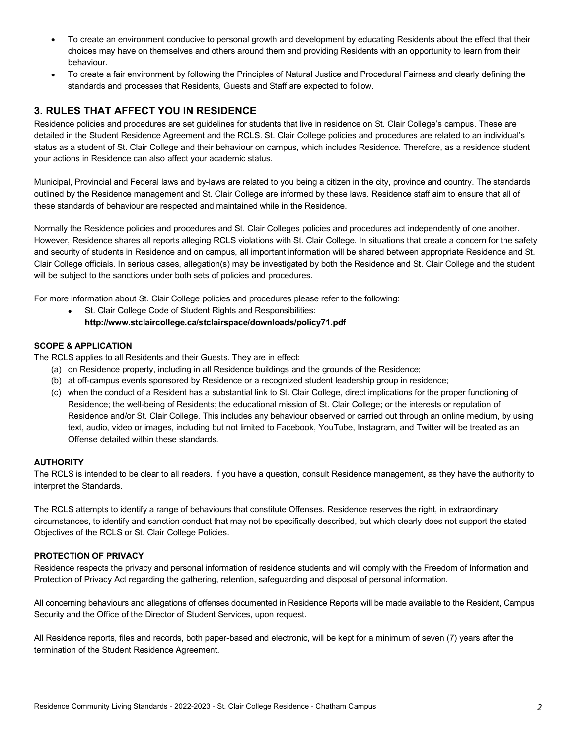- To create an environment conducive to personal growth and development by educating Residents about the effect that their choices may have on themselves and others around them and providing Residents with an opportunity to learn from their behaviour.
- To create a fair environment by following the Principles of Natural Justice and Procedural Fairness and clearly defining the standards and processes that Residents, Guests and Staff are expected to follow.

## 3. RULES THAT AFFECT YOU IN RESIDENCE

Residence policies and procedures are set guidelines for students that live in residence on St. Clair College's campus. These are detailed in the Student Residence Agreement and the RCLS. St. Clair College policies and procedures are related to an individual's status as a student of St. Clair College and their behaviour on campus, which includes Residence. Therefore, as a residence student your actions in Residence can also affect your academic status.

Municipal, Provincial and Federal laws and by-laws are related to you being a citizen in the city, province and country. The standards outlined by the Residence management and St. Clair College are informed by these laws. Residence staff aim to ensure that all of these standards of behaviour are respected and maintained while in the Residence.

Normally the Residence policies and procedures and St. Clair Colleges policies and procedures act independently of one another. However, Residence shares all reports alleging RCLS violations with St. Clair College. In situations that create a concern for the safety and security of students in Residence and on campus, all important information will be shared between appropriate Residence and St. Clair College officials. In serious cases, allegation(s) may be investigated by both the Residence and St. Clair College and the student will be subject to the sanctions under both sets of policies and procedures.

For more information about St. Clair College policies and procedures please refer to the following:

- St. Clair College Code of Student Rights and Responsibilities: **http://www.stclaircollege.ca/stclairspace/downloads/policy71.pdf**

### SCOPE & APPLICATION

The RCLS applies to all Residents and their Guests. They are in effect:

(a) on Residence property, including in all Residence buildings and the grounds of the Residence;
(b) at off-campus events sponsored by Residence or a recognized student leadership group in residence;
(c) when the conduct of a Resident has a substantial link to St. Clair College, direct implications for the proper functioning of Residence; the well-being of Residents; the educational mission of St. Clair College; or the interests or reputation of Residence and/or St. Clair College. This includes any behaviour observed or carried out through an online medium, by using text, audio, video or images, including but not limited to Facebook, YouTube, Instagram, and Twitter will be treated as an Offense detailed within these standards.

### AUTHORITY

The RCLS is intended to be clear to all readers. If you have a question, consult Residence management, as they have the authority to interpret the Standards.

The RCLS attempts to identify a range of behaviours that constitute Offenses. Residence reserves the right, in extraordinary circumstances, to identify and sanction conduct that may not be specifically described, but which clearly does not support the stated Objectives of the RCLS or St. Clair College Policies.

### PROTECTION OF PRIVACY

Residence respects the privacy and personal information of residence students and will comply with the Freedom of Information and Protection of Privacy Act regarding the gathering, retention, safeguarding and disposal of personal information.

All concerning behaviours and allegations of offenses documented in Residence Reports will be made available to the Resident, Campus Security and the Office of the Director of Student Services, upon request.

All Residence reports, files and records, both paper-based and electronic, will be kept for a minimum of seven (7) years after the termination of the Student Residence Agreement.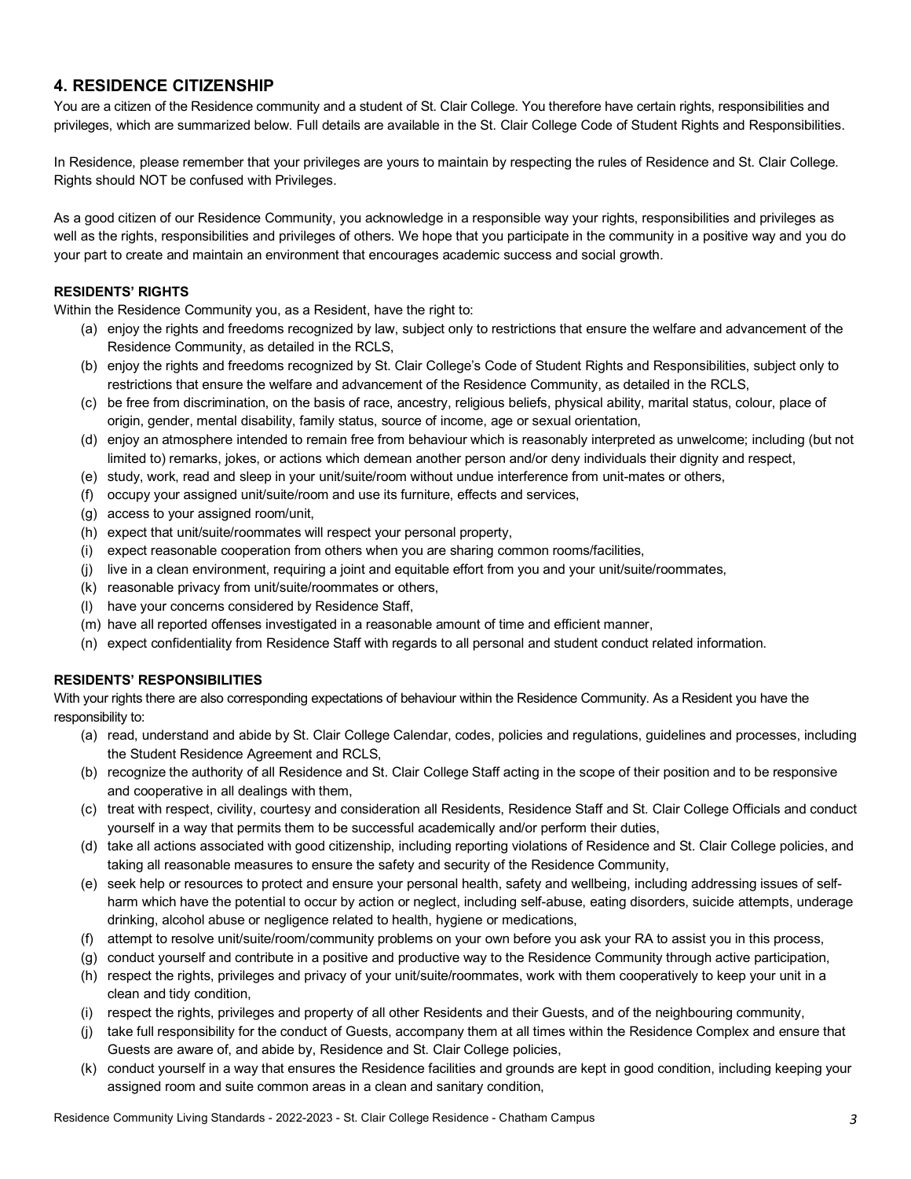## 4. RESIDENCE CITIZENSHIP

You are a citizen of the Residence community and a student of St. Clair College. You therefore have certain rights, responsibilities and privileges, which are summarized below. Full details are available in the St. Clair College Code of Student Rights and Responsibilities.

In Residence, please remember that your privileges are yours to maintain by respecting the rules of Residence and St. Clair College. Rights should NOT be confused with Privileges.

As a good citizen of our Residence Community, you acknowledge in a responsible way your rights, responsibilities and privileges as well as the rights, responsibilities and privileges of others. We hope that you participate in the community in a positive way and you do your part to create and maintain an environment that encourages academic success and social growth.

**RESIDENTS' RIGHTS**

Within the Residence Community you, as a Resident, have the right to:

(a) enjoy the rights and freedoms recognized by law, subject only to restrictions that ensure the welfare and advancement of the Residence Community, as detailed in the RCLS,
(b) enjoy the rights and freedoms recognized by St. Clair College's Code of Student Rights and Responsibilities, subject only to restrictions that ensure the welfare and advancement of the Residence Community, as detailed in the RCLS,
(c) be free from discrimination, on the basis of race, ancestry, religious beliefs, physical ability, marital status, colour, place of origin, gender, mental disability, family status, source of income, age or sexual orientation,
(d) enjoy an atmosphere intended to remain free from behaviour which is reasonably interpreted as unwelcome; including (but not limited to) remarks, jokes, or actions which demean another person and/or deny individuals their dignity and respect,
(e) study, work, read and sleep in your unit/suite/room without undue interference from unit-mates or others,
(f) occupy your assigned unit/suite/room and use its furniture, effects and services,
(g) access to your assigned room/unit,
(h) expect that unit/suite/roommates will respect your personal property,
(i) expect reasonable cooperation from others when you are sharing common rooms/facilities,
(j) live in a clean environment, requiring a joint and equitable effort from you and your unit/suite/roommates,
(k) reasonable privacy from unit/suite/roommates or others,
(l) have your concerns considered by Residence Staff,
(m) have all reported offenses investigated in a reasonable amount of time and efficient manner,
(n) expect confidentiality from Residence Staff with regards to all personal and student conduct related information.

**RESIDENTS' RESPONSIBILITIES**

With your rights there are also corresponding expectations of behaviour within the Residence Community. As a Resident you have the responsibility to:

(a) read, understand and abide by St. Clair College Calendar, codes, policies and regulations, guidelines and processes, including the Student Residence Agreement and RCLS,
(b) recognize the authority of all Residence and St. Clair College Staff acting in the scope of their position and to be responsive and cooperative in all dealings with them,
(c) treat with respect, civility, courtesy and consideration all Residents, Residence Staff and St. Clair College Officials and conduct yourself in a way that permits them to be successful academically and/or perform their duties,
(d) take all actions associated with good citizenship, including reporting violations of Residence and St. Clair College policies, and taking all reasonable measures to ensure the safety and security of the Residence Community,
(e) seek help or resources to protect and ensure your personal health, safety and wellbeing, including addressing issues of self-harm which have the potential to occur by action or neglect, including self-abuse, eating disorders, suicide attempts, underage drinking, alcohol abuse or negligence related to health, hygiene or medications,
(f) attempt to resolve unit/suite/room/community problems on your own before you ask your RA to assist you in this process,
(g) conduct yourself and contribute in a positive and productive way to the Residence Community through active participation,
(h) respect the rights, privileges and privacy of your unit/suite/roommates, work with them cooperatively to keep your unit in a clean and tidy condition,
(i) respect the rights, privileges and property of all other Residents and their Guests, and of the neighbouring community,
(j) take full responsibility for the conduct of Guests, accompany them at all times within the Residence Complex and ensure that Guests are aware of, and abide by, Residence and St. Clair College policies,
(k) conduct yourself in a way that ensures the Residence facilities and grounds are kept in good condition, including keeping your assigned room and suite common areas in a clean and sanitary condition,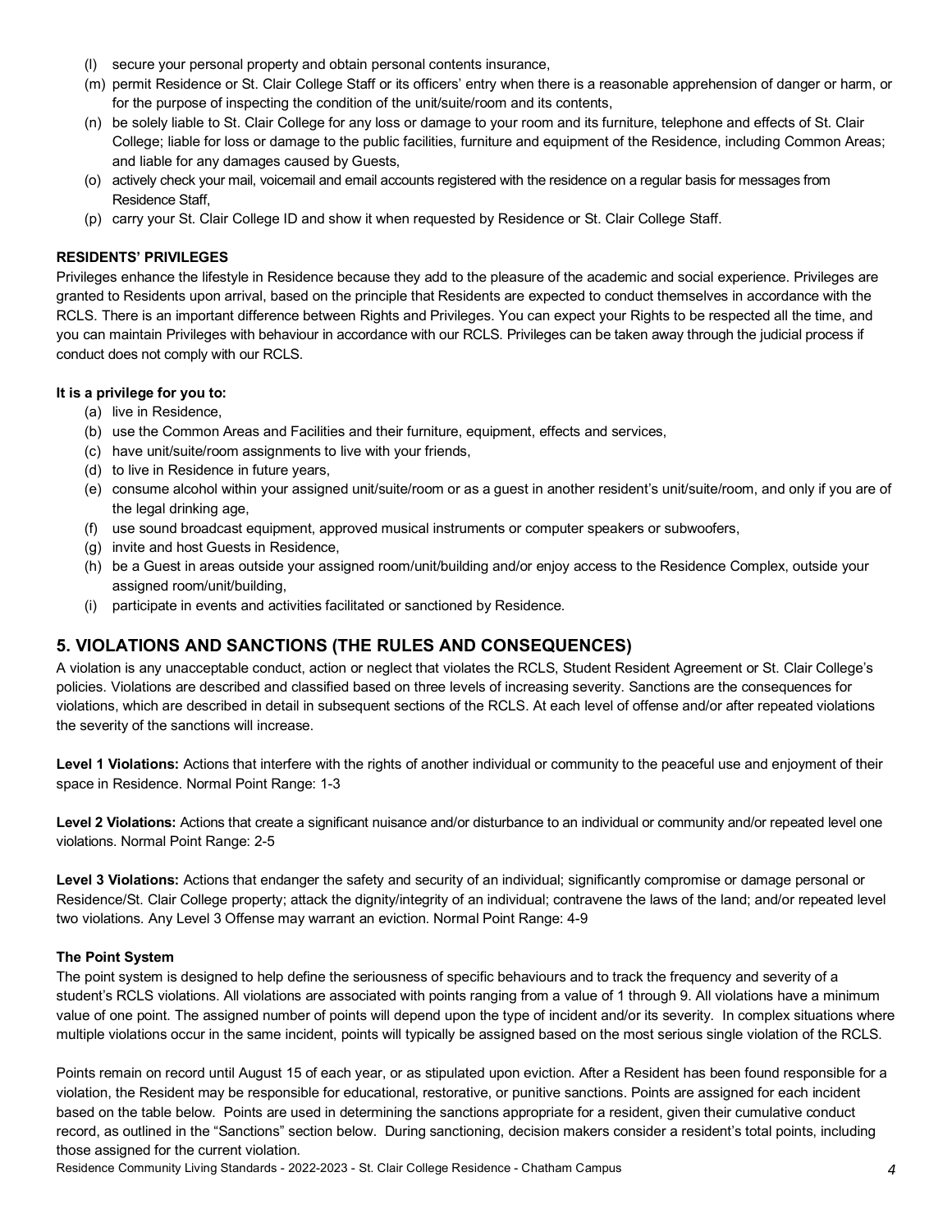(l) secure your personal property and obtain personal contents insurance,
(m) permit Residence or St. Clair College Staff or its officers' entry when there is a reasonable apprehension of danger or harm, or for the purpose of inspecting the condition of the unit/suite/room and its contents,
(n) be solely liable to St. Clair College for any loss or damage to your room and its furniture, telephone and effects of St. Clair College; liable for loss or damage to the public facilities, furniture and equipment of the Residence, including Common Areas; and liable for any damages caused by Guests,
(o) actively check your mail, voicemail and email accounts registered with the residence on a regular basis for messages from Residence Staff,
(p) carry your St. Clair College ID and show it when requested by Residence or St. Clair College Staff.

**RESIDENTS' PRIVILEGES**

Privileges enhance the lifestyle in Residence because they add to the pleasure of the academic and social experience. Privileges are granted to Residents upon arrival, based on the principle that Residents are expected to conduct themselves in accordance with the RCLS. There is an important difference between Rights and Privileges. You can expect your Rights to be respected all the time, and you can maintain Privileges with behaviour in accordance with our RCLS. Privileges can be taken away through the judicial process if conduct does not comply with our RCLS.

**It is a privilege for you to:**

(a) live in Residence,
(b) use the Common Areas and Facilities and their furniture, equipment, effects and services,
(c) have unit/suite/room assignments to live with your friends,
(d) to live in Residence in future years,
(e) consume alcohol within your assigned unit/suite/room or as a guest in another resident's unit/suite/room, and only if you are of the legal drinking age,
(f) use sound broadcast equipment, approved musical instruments or computer speakers or subwoofers,
(g) invite and host Guests in Residence,
(h) be a Guest in areas outside your assigned room/unit/building and/or enjoy access to the Residence Complex, outside your assigned room/unit/building,
(i) participate in events and activities facilitated or sanctioned by Residence.

## 5. VIOLATIONS AND SANCTIONS (THE RULES AND CONSEQUENCES)

A violation is any unacceptable conduct, action or neglect that violates the RCLS, Student Resident Agreement or St. Clair College's policies. Violations are described and classified based on three levels of increasing severity. Sanctions are the consequences for violations, which are described in detail in subsequent sections of the RCLS. At each level of offense and/or after repeated violations the severity of the sanctions will increase.

**Level 1 Violations:** Actions that interfere with the rights of another individual or community to the peaceful use and enjoyment of their space in Residence. Normal Point Range: 1-3

**Level 2 Violations:** Actions that create a significant nuisance and/or disturbance to an individual or community and/or repeated level one violations. Normal Point Range: 2-5

**Level 3 Violations:** Actions that endanger the safety and security of an individual; significantly compromise or damage personal or Residence/St. Clair College property; attack the dignity/integrity of an individual; contravene the laws of the land; and/or repeated level two violations. Any Level 3 Offense may warrant an eviction. Normal Point Range: 4-9

**The Point System**

The point system is designed to help define the seriousness of specific behaviours and to track the frequency and severity of a student's RCLS violations. All violations are associated with points ranging from a value of 1 through 9. All violations have a minimum value of one point. The assigned number of points will depend upon the type of incident and/or its severity. In complex situations where multiple violations occur in the same incident, points will typically be assigned based on the most serious single violation of the RCLS.

Points remain on record until August 15 of each year, or as stipulated upon eviction. After a Resident has been found responsible for a violation, the Resident may be responsible for educational, restorative, or punitive sanctions. Points are assigned for each incident based on the table below. Points are used in determining the sanctions appropriate for a resident, given their cumulative conduct record, as outlined in the "Sanctions" section below. During sanctioning, decision makers consider a resident's total points, including those assigned for the current violation.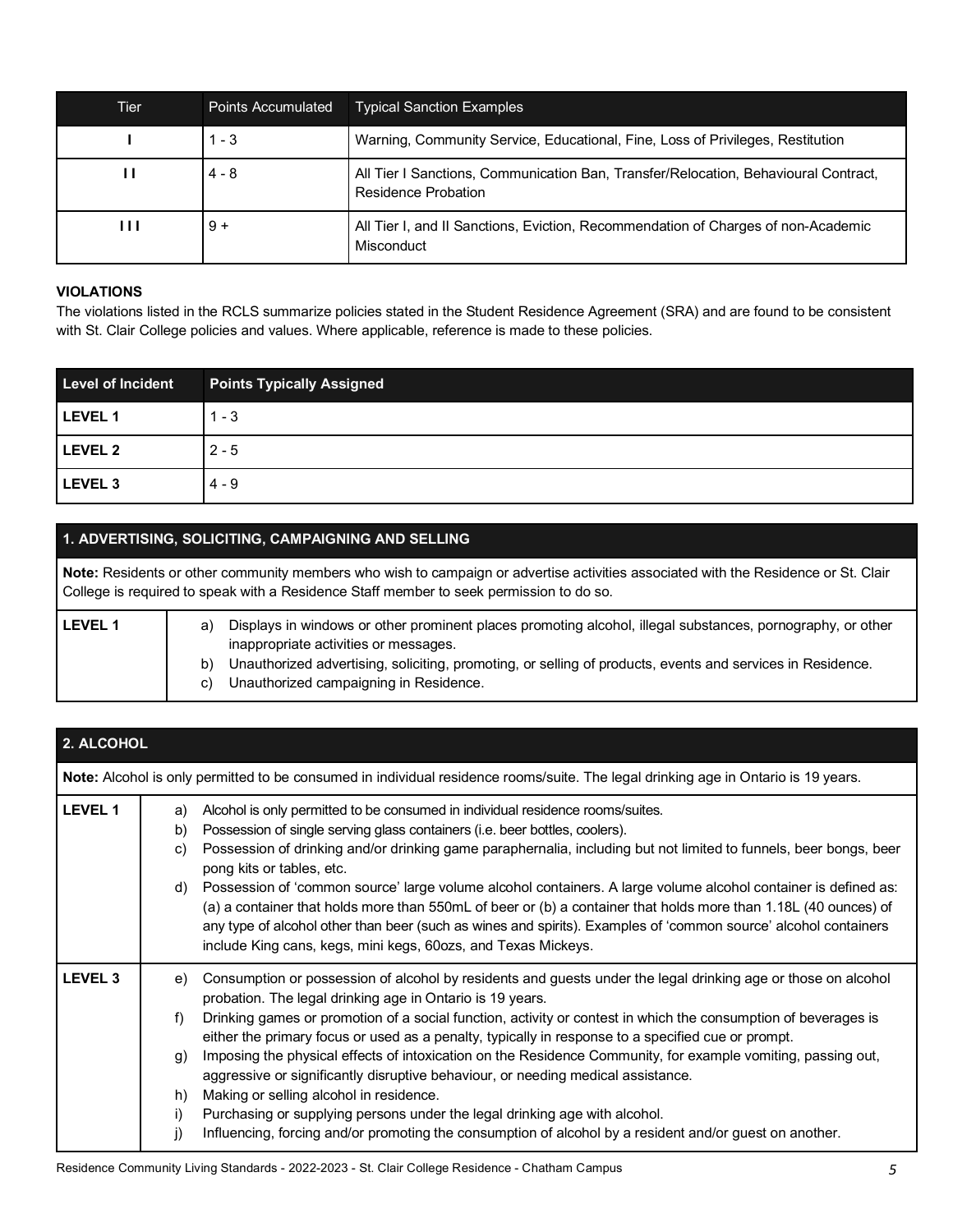| Tier | Points Accumulated | Typical Sanction Examples |
|---|---|---|
| I | 1 - 3 | Warning, Community Service, Educational, Fine, Loss of Privileges, Restitution |
| I I | 4 - 8 | All Tier I Sanctions, Communication Ban, Transfer/Relocation, Behavioural Contract, Residence Probation |
| I I I | 9 + | All Tier I, and II Sanctions, Eviction, Recommendation of Charges of non-Academic Misconduct |

**VIOLATIONS**

The violations listed in the RCLS summarize policies stated in the Student Residence Agreement (SRA) and are found to be consistent with St. Clair College policies and values. Where applicable, reference is made to these policies.

| Level of Incident | Points Typically Assigned |
|---|---|
| **LEVEL 1** | 1 - 3 |
| **LEVEL 2** | 2 - 5 |
| **LEVEL 3** | 4 - 9 |

| 1. ADVERTISING, SOLICITING, CAMPAIGNING AND SELLING | |
|---|---|
| **Note:** Residents or other community members who wish to campaign or advertise activities associated with the Residence or St. Clair College is required to speak with a Residence Staff member to seek permission to do so. | |
| **LEVEL 1** | a) Displays in windows or other prominent places promoting alcohol, illegal substances, pornography, or other inappropriate activities or messages.<br>b) Unauthorized advertising, soliciting, promoting, or selling of products, events and services in Residence.<br>c) Unauthorized campaigning in Residence. |

| 2. ALCOHOL | |
|---|---|
| **Note:** Alcohol is only permitted to be consumed in individual residence rooms/suite. The legal drinking age in Ontario is 19 years. | |
| **LEVEL 1** | a) Alcohol is only permitted to be consumed in individual residence rooms/suites.<br>b) Possession of single serving glass containers (i.e. beer bottles, coolers).<br>c) Possession of drinking and/or drinking game paraphernalia, including but not limited to funnels, beer bongs, beer pong kits or tables, etc.<br>d) Possession of 'common source' large volume alcohol containers. A large volume alcohol container is defined as: (a) a container that holds more than 550mL of beer or (b) a container that holds more than 1.18L (40 ounces) of any type of alcohol other than beer (such as wines and spirits). Examples of 'common source' alcohol containers include King cans, kegs, mini kegs, 60ozs, and Texas Mickeys. |
| **LEVEL 3** | e) Consumption or possession of alcohol by residents and guests under the legal drinking age or those on alcohol probation. The legal drinking age in Ontario is 19 years.<br>f) Drinking games or promotion of a social function, activity or contest in which the consumption of beverages is either the primary focus or used as a penalty, typically in response to a specified cue or prompt.<br>g) Imposing the physical effects of intoxication on the Residence Community, for example vomiting, passing out, aggressive or significantly disruptive behaviour, or needing medical assistance.<br>h) Making or selling alcohol in residence.<br>i) Purchasing or supplying persons under the legal drinking age with alcohol.<br>j) Influencing, forcing and/or promoting the consumption of alcohol by a resident and/or guest on another. |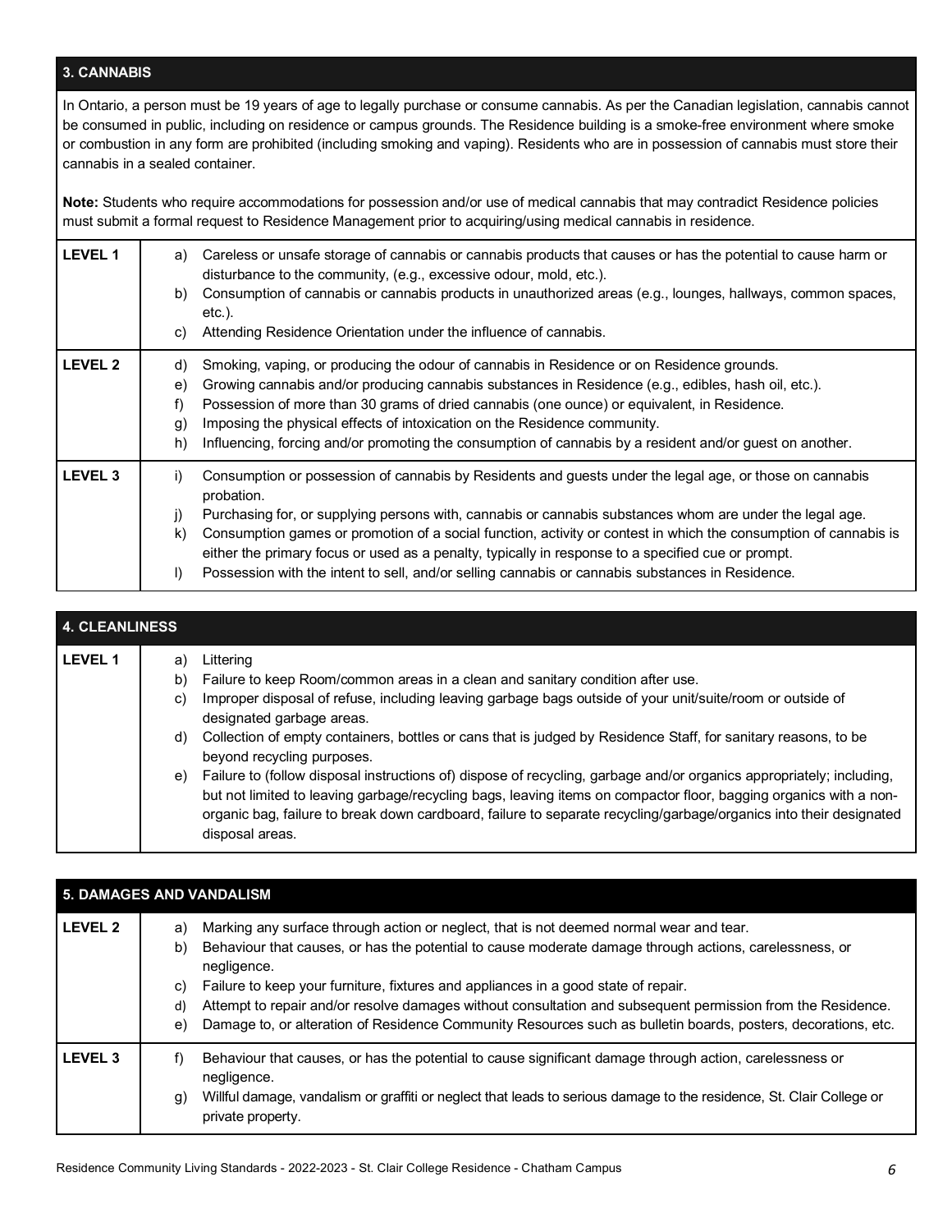## 3. CANNABIS

In Ontario, a person must be 19 years of age to legally purchase or consume cannabis. As per the Canadian legislation, cannabis cannot be consumed in public, including on residence or campus grounds. The Residence building is a smoke-free environment where smoke or combustion in any form are prohibited (including smoking and vaping). Residents who are in possession of cannabis must store their cannabis in a sealed container.

**Note:** Students who require accommodations for possession and/or use of medical cannabis that may contradict Residence policies must submit a formal request to Residence Management prior to acquiring/using medical cannabis in residence.

| Level | Standards |
|---|---|
| **LEVEL 1** | a) Careless or unsafe storage of cannabis or cannabis products that causes or has the potential to cause harm or disturbance to the community, (e.g., excessive odour, mold, etc.).<br>b) Consumption of cannabis or cannabis products in unauthorized areas (e.g., lounges, hallways, common spaces, etc.).<br>c) Attending Residence Orientation under the influence of cannabis. |
| **LEVEL 2** | d) Smoking, vaping, or producing the odour of cannabis in Residence or on Residence grounds.<br>e) Growing cannabis and/or producing cannabis substances in Residence (e.g., edibles, hash oil, etc.).<br>f) Possession of more than 30 grams of dried cannabis (one ounce) or equivalent, in Residence.<br>g) Imposing the physical effects of intoxication on the Residence community.<br>h) Influencing, forcing and/or promoting the consumption of cannabis by a resident and/or guest on another. |
| **LEVEL 3** | i) Consumption or possession of cannabis by Residents and guests under the legal age, or those on cannabis probation.<br>j) Purchasing for, or supplying persons with, cannabis or cannabis substances whom are under the legal age.<br>k) Consumption games or promotion of a social function, activity or contest in which the consumption of cannabis is either the primary focus or used as a penalty, typically in response to a specified cue or prompt.<br>l) Possession with the intent to sell, and/or selling cannabis or cannabis substances in Residence. |

## 4. CLEANLINESS

| Level | Standards |
|---|---|
| **LEVEL 1** | a) Littering<br>b) Failure to keep Room/common areas in a clean and sanitary condition after use.<br>c) Improper disposal of refuse, including leaving garbage bags outside of your unit/suite/room or outside of designated garbage areas.<br>d) Collection of empty containers, bottles or cans that is judged by Residence Staff, for sanitary reasons, to be beyond recycling purposes.<br>e) Failure to (follow disposal instructions of) dispose of recycling, garbage and/or organics appropriately; including, but not limited to leaving garbage/recycling bags, leaving items on compactor floor, bagging organics with a non-organic bag, failure to break down cardboard, failure to separate recycling/garbage/organics into their designated disposal areas. |

## 5. DAMAGES AND VANDALISM

| Level | Standards |
|---|---|
| **LEVEL 2** | a) Marking any surface through action or neglect, that is not deemed normal wear and tear.<br>b) Behaviour that causes, or has the potential to cause moderate damage through actions, carelessness, or negligence.<br>c) Failure to keep your furniture, fixtures and appliances in a good state of repair.<br>d) Attempt to repair and/or resolve damages without consultation and subsequent permission from the Residence.<br>e) Damage to, or alteration of Residence Community Resources such as bulletin boards, posters, decorations, etc. |
| **LEVEL 3** | f) Behaviour that causes, or has the potential to cause significant damage through action, carelessness or negligence.<br>g) Willful damage, vandalism or graffiti or neglect that leads to serious damage to the residence, St. Clair College or private property. |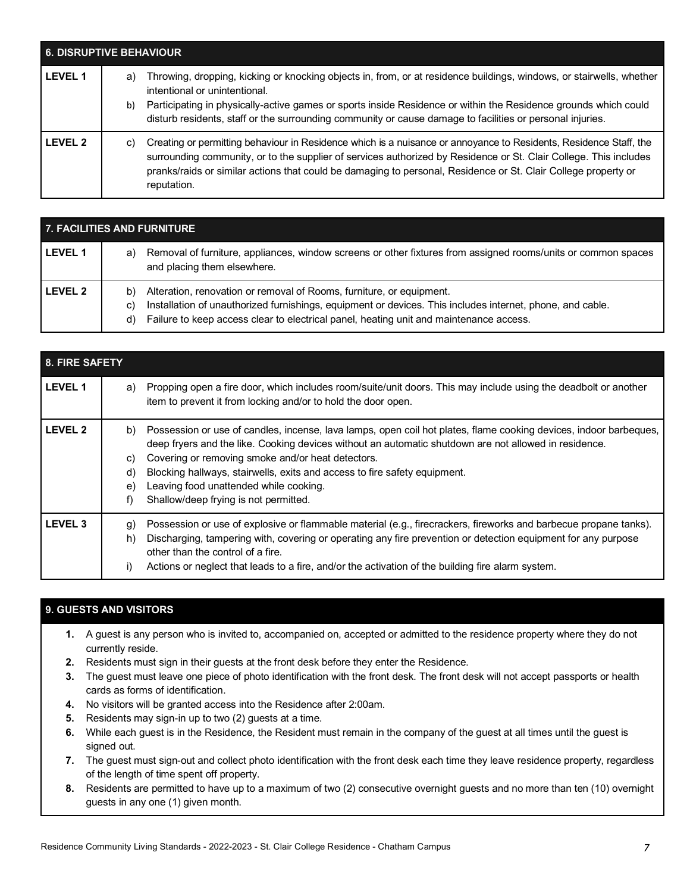| 6. DISRUPTIVE BEHAVIOUR | |
|---|---|
| **LEVEL 1** | a) Throwing, dropping, kicking or knocking objects in, from, or at residence buildings, windows, or stairwells, whether intentional or unintentional.<br>b) Participating in physically-active games or sports inside Residence or within the Residence grounds which could disturb residents, staff or the surrounding community or cause damage to facilities or personal injuries. |
| **LEVEL 2** | c) Creating or permitting behaviour in Residence which is a nuisance or annoyance to Residents, Residence Staff, the surrounding community, or to the supplier of services authorized by Residence or St. Clair College. This includes pranks/raids or similar actions that could be damaging to personal, Residence or St. Clair College property or reputation. |

| 7. FACILITIES AND FURNITURE | |
|---|---|
| **LEVEL 1** | a) Removal of furniture, appliances, window screens or other fixtures from assigned rooms/units or common spaces and placing them elsewhere. |
| **LEVEL 2** | b) Alteration, renovation or removal of Rooms, furniture, or equipment.<br>c) Installation of unauthorized furnishings, equipment or devices. This includes internet, phone, and cable.<br>d) Failure to keep access clear to electrical panel, heating unit and maintenance access. |

| 8. FIRE SAFETY | |
|---|---|
| **LEVEL 1** | a) Propping open a fire door, which includes room/suite/unit doors. This may include using the deadbolt or another item to prevent it from locking and/or to hold the door open. |
| **LEVEL 2** | b) Possession or use of candles, incense, lava lamps, open coil hot plates, flame cooking devices, indoor barbeques, deep fryers and the like. Cooking devices without an automatic shutdown are not allowed in residence.<br>c) Covering or removing smoke and/or heat detectors.<br>d) Blocking hallways, stairwells, exits and access to fire safety equipment.<br>e) Leaving food unattended while cooking.<br>f) Shallow/deep frying is not permitted. |
| **LEVEL 3** | g) Possession or use of explosive or flammable material (e.g., firecrackers, fireworks and barbecue propane tanks).<br>h) Discharging, tampering with, covering or operating any fire prevention or detection equipment for any purpose other than the control of a fire.<br>i) Actions or neglect that leads to a fire, and/or the activation of the building fire alarm system. |

## 9. GUESTS AND VISITORS

1. A guest is any person who is invited to, accompanied on, accepted or admitted to the residence property where they do not currently reside.
2. Residents must sign in their guests at the front desk before they enter the Residence.
3. The guest must leave one piece of photo identification with the front desk. The front desk will not accept passports or health cards as forms of identification.
4. No visitors will be granted access into the Residence after 2:00am.
5. Residents may sign-in up to two (2) guests at a time.
6. While each guest is in the Residence, the Resident must remain in the company of the guest at all times until the guest is signed out.
7. The guest must sign-out and collect photo identification with the front desk each time they leave residence property, regardless of the length of time spent off property.
8. Residents are permitted to have up to a maximum of two (2) consecutive overnight guests and no more than ten (10) overnight guests in any one (1) given month.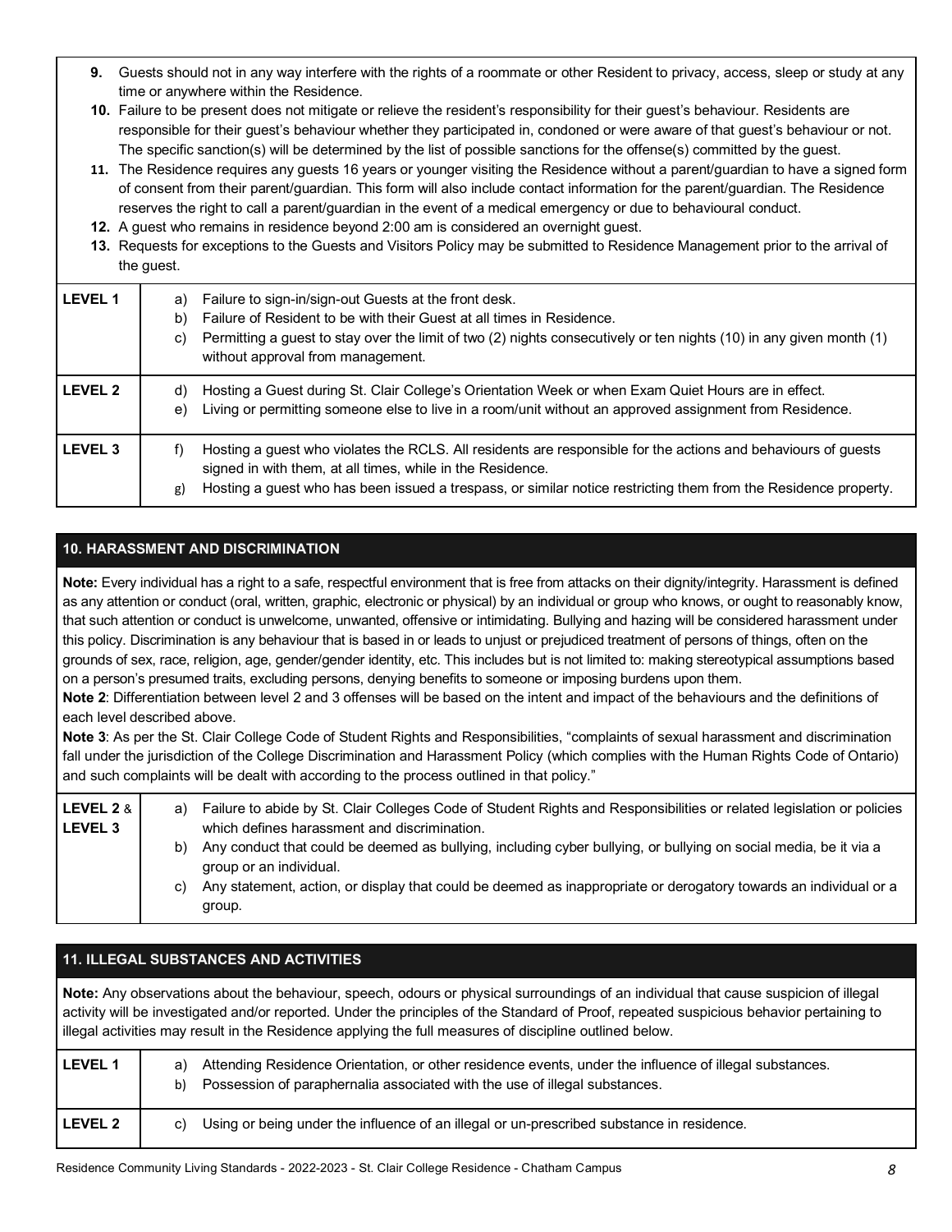9. Guests should not in any way interfere with the rights of a roommate or other Resident to privacy, access, sleep or study at any time or anywhere within the Residence.
10. Failure to be present does not mitigate or relieve the resident's responsibility for their guest's behaviour. Residents are responsible for their guest's behaviour whether they participated in, condoned or were aware of that guest's behaviour or not. The specific sanction(s) will be determined by the list of possible sanctions for the offense(s) committed by the guest.
11. The Residence requires any guests 16 years or younger visiting the Residence without a parent/guardian to have a signed form of consent from their parent/guardian. This form will also include contact information for the parent/guardian. The Residence reserves the right to call a parent/guardian in the event of a medical emergency or due to behavioural conduct.
12. A guest who remains in residence beyond 2:00 am is considered an overnight guest.
13. Requests for exceptions to the Guests and Visitors Policy may be submitted to Residence Management prior to the arrival of the guest.

| | |
|---|---|
| **LEVEL 1** | a) Failure to sign-in/sign-out Guests at the front desk.<br>b) Failure of Resident to be with their Guest at all times in Residence.<br>c) Permitting a guest to stay over the limit of two (2) nights consecutively or ten nights (10) in any given month (1) without approval from management. |
| **LEVEL 2** | d) Hosting a Guest during St. Clair College's Orientation Week or when Exam Quiet Hours are in effect.<br>e) Living or permitting someone else to live in a room/unit without an approved assignment from Residence. |
| **LEVEL 3** | f) Hosting a guest who violates the RCLS. All residents are responsible for the actions and behaviours of guests signed in with them, at all times, while in the Residence.<br>g) Hosting a guest who has been issued a trespass, or similar notice restricting them from the Residence property. |

## 10. HARASSMENT AND DISCRIMINATION

**Note:** Every individual has a right to a safe, respectful environment that is free from attacks on their dignity/integrity. Harassment is defined as any attention or conduct (oral, written, graphic, electronic or physical) by an individual or group who knows, or ought to reasonably know, that such attention or conduct is unwelcome, unwanted, offensive or intimidating. Bullying and hazing will be considered harassment under this policy. Discrimination is any behaviour that is based in or leads to unjust or prejudiced treatment of persons of things, often on the grounds of sex, race, religion, age, gender/gender identity, etc. This includes but is not limited to: making stereotypical assumptions based on a person's presumed traits, excluding persons, denying benefits to someone or imposing burdens upon them.

**Note 2**: Differentiation between level 2 and 3 offenses will be based on the intent and impact of the behaviours and the definitions of each level described above.

**Note 3**: As per the St. Clair College Code of Student Rights and Responsibilities, "complaints of sexual harassment and discrimination fall under the jurisdiction of the College Discrimination and Harassment Policy (which complies with the Human Rights Code of Ontario) and such complaints will be dealt with according to the process outlined in that policy."

| | |
|---|---|
| **LEVEL 2** & **LEVEL 3** | a) Failure to abide by St. Clair Colleges Code of Student Rights and Responsibilities or related legislation or policies which defines harassment and discrimination.<br>b) Any conduct that could be deemed as bullying, including cyber bullying, or bullying on social media, be it via a group or an individual.<br>c) Any statement, action, or display that could be deemed as inappropriate or derogatory towards an individual or a group. |

## 11. ILLEGAL SUBSTANCES AND ACTIVITIES

**Note:** Any observations about the behaviour, speech, odours or physical surroundings of an individual that cause suspicion of illegal activity will be investigated and/or reported. Under the principles of the Standard of Proof, repeated suspicious behavior pertaining to illegal activities may result in the Residence applying the full measures of discipline outlined below.

| | |
|---|---|
| **LEVEL 1** | a) Attending Residence Orientation, or other residence events, under the influence of illegal substances.<br>b) Possession of paraphernalia associated with the use of illegal substances. |
| **LEVEL 2** | c) Using or being under the influence of an illegal or un-prescribed substance in residence. |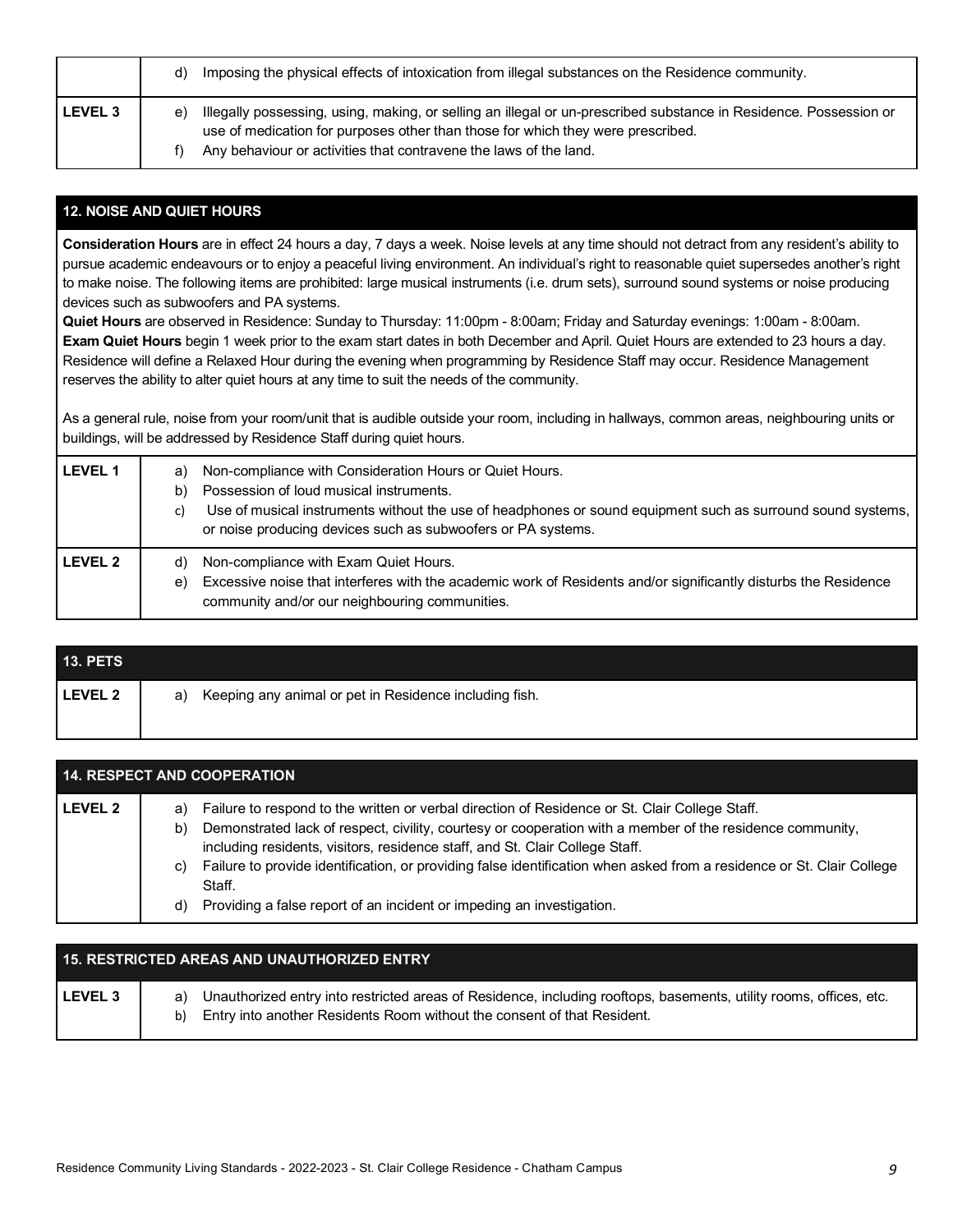| | |
|---|---|
| | d) Imposing the physical effects of intoxication from illegal substances on the Residence community. |
| **LEVEL 3** | e) Illegally possessing, using, making, or selling an illegal or un-prescribed substance in Residence. Possession or use of medication for purposes other than those for which they were prescribed.<br>f) Any behaviour or activities that contravene the laws of the land. |

## 12. NOISE AND QUIET HOURS

**Consideration Hours** are in effect 24 hours a day, 7 days a week. Noise levels at any time should not detract from any resident's ability to pursue academic endeavours or to enjoy a peaceful living environment. An individual's right to reasonable quiet supersedes another's right to make noise. The following items are prohibited: large musical instruments (i.e. drum sets), surround sound systems or noise producing devices such as subwoofers and PA systems.

**Quiet Hours** are observed in Residence: Sunday to Thursday: 11:00pm - 8:00am; Friday and Saturday evenings: 1:00am - 8:00am.

**Exam Quiet Hours** begin 1 week prior to the exam start dates in both December and April. Quiet Hours are extended to 23 hours a day. Residence will define a Relaxed Hour during the evening when programming by Residence Staff may occur. Residence Management reserves the ability to alter quiet hours at any time to suit the needs of the community.

As a general rule, noise from your room/unit that is audible outside your room, including in hallways, common areas, neighbouring units or buildings, will be addressed by Residence Staff during quiet hours.

| | |
|---|---|
| **LEVEL 1** | a) Non-compliance with Consideration Hours or Quiet Hours.<br>b) Possession of loud musical instruments.<br>c) Use of musical instruments without the use of headphones or sound equipment such as surround sound systems, or noise producing devices such as subwoofers or PA systems. |
| **LEVEL 2** | d) Non-compliance with Exam Quiet Hours.<br>e) Excessive noise that interferes with the academic work of Residents and/or significantly disturbs the Residence community and/or our neighbouring communities. |

## 13. PETS

| | |
|---|---|
| **LEVEL 2** | a) Keeping any animal or pet in Residence including fish. |

## 14. RESPECT AND COOPERATION

| | |
|---|---|
| **LEVEL 2** | a) Failure to respond to the written or verbal direction of Residence or St. Clair College Staff.<br>b) Demonstrated lack of respect, civility, courtesy or cooperation with a member of the residence community, including residents, visitors, residence staff, and St. Clair College Staff.<br>c) Failure to provide identification, or providing false identification when asked from a residence or St. Clair College Staff.<br>d) Providing a false report of an incident or impeding an investigation. |

## 15. RESTRICTED AREAS AND UNAUTHORIZED ENTRY

| | |
|---|---|
| **LEVEL 3** | a) Unauthorized entry into restricted areas of Residence, including rooftops, basements, utility rooms, offices, etc.<br>b) Entry into another Residents Room without the consent of that Resident. |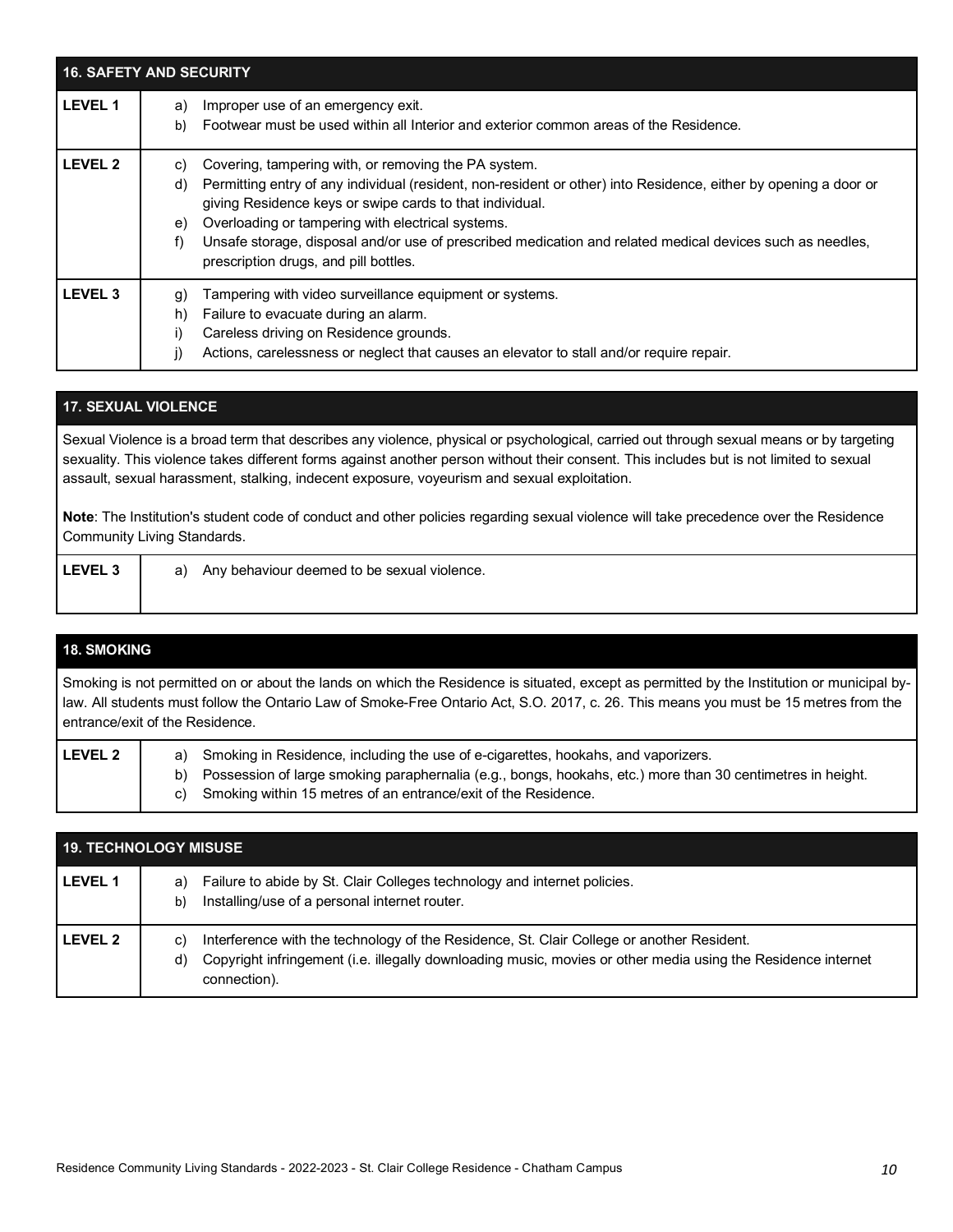| 16. SAFETY AND SECURITY | |
|---|---|
| LEVEL 1 | a) Improper use of an emergency exit.<br>b) Footwear must be used within all Interior and exterior common areas of the Residence. |
| LEVEL 2 | c) Covering, tampering with, or removing the PA system.<br>d) Permitting entry of any individual (resident, non-resident or other) into Residence, either by opening a door or giving Residence keys or swipe cards to that individual.<br>e) Overloading or tampering with electrical systems.<br>f) Unsafe storage, disposal and/or use of prescribed medication and related medical devices such as needles, prescription drugs, and pill bottles. |
| LEVEL 3 | g) Tampering with video surveillance equipment or systems.<br>h) Failure to evacuate during an alarm.<br>i) Careless driving on Residence grounds.<br>j) Actions, carelessness or neglect that causes an elevator to stall and/or require repair. |

| 17. SEXUAL VIOLENCE | |
|---|---|
| Sexual Violence is a broad term that describes any violence, physical or psychological, carried out through sexual means or by targeting sexuality. This violence takes different forms against another person without their consent. This includes but is not limited to sexual assault, sexual harassment, stalking, indecent exposure, voyeurism and sexual exploitation.<br><br>**Note**: The Institution's student code of conduct and other policies regarding sexual violence will take precedence over the Residence Community Living Standards. | |
| LEVEL 3 | a) Any behaviour deemed to be sexual violence. |

| 18. SMOKING | |
|---|---|
| Smoking is not permitted on or about the lands on which the Residence is situated, except as permitted by the Institution or municipal by-law. All students must follow the Ontario Law of Smoke-Free Ontario Act, S.O. 2017, c. 26. This means you must be 15 metres from the entrance/exit of the Residence. | |
| LEVEL 2 | a) Smoking in Residence, including the use of e-cigarettes, hookahs, and vaporizers.<br>b) Possession of large smoking paraphernalia (e.g., bongs, hookahs, etc.) more than 30 centimetres in height.<br>c) Smoking within 15 metres of an entrance/exit of the Residence. |

| 19. TECHNOLOGY MISUSE | |
|---|---|
| LEVEL 1 | a) Failure to abide by St. Clair Colleges technology and internet policies.<br>b) Installing/use of a personal internet router. |
| LEVEL 2 | c) Interference with the technology of the Residence, St. Clair College or another Resident.<br>d) Copyright infringement (i.e. illegally downloading music, movies or other media using the Residence internet connection). |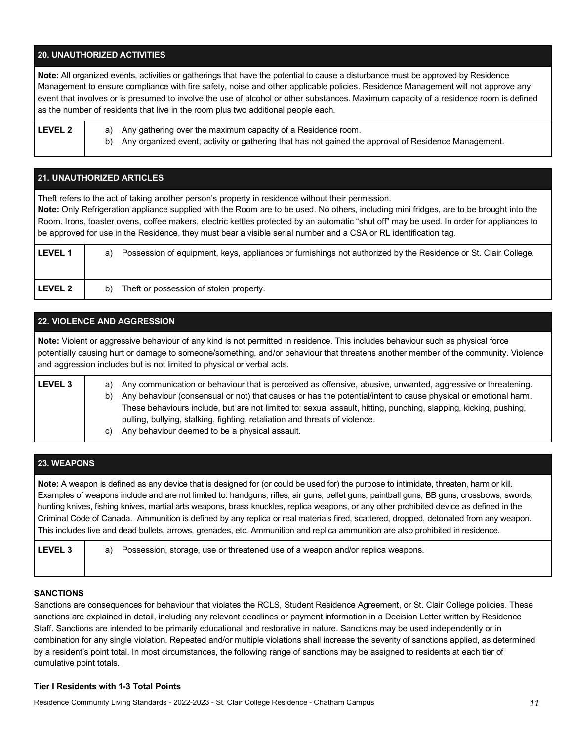## 20. UNAUTHORIZED ACTIVITIES

**Note:** All organized events, activities or gatherings that have the potential to cause a disturbance must be approved by Residence Management to ensure compliance with fire safety, noise and other applicable policies. Residence Management will not approve any event that involves or is presumed to involve the use of alcohol or other substances. Maximum capacity of a residence room is defined as the number of residents that live in the room plus two additional people each.

| | |
|---|---|
| **LEVEL 2** | a) Any gathering over the maximum capacity of a Residence room.<br>b) Any organized event, activity or gathering that has not gained the approval of Residence Management. |

## 21. UNAUTHORIZED ARTICLES

Theft refers to the act of taking another person's property in residence without their permission.
**Note:** Only Refrigeration appliance supplied with the Room are to be used. No others, including mini fridges, are to be brought into the Room. Irons, toaster ovens, coffee makers, electric kettles protected by an automatic "shut off" may be used. In order for appliances to be approved for use in the Residence, they must bear a visible serial number and a CSA or RL identification tag.

| | |
|---|---|
| **LEVEL 1** | a) Possession of equipment, keys, appliances or furnishings not authorized by the Residence or St. Clair College. |
| **LEVEL 2** | b) Theft or possession of stolen property. |

## 22. VIOLENCE AND AGGRESSION

**Note:** Violent or aggressive behaviour of any kind is not permitted in residence. This includes behaviour such as physical force potentially causing hurt or damage to someone/something, and/or behaviour that threatens another member of the community. Violence and aggression includes but is not limited to physical or verbal acts.

| | |
|---|---|
| **LEVEL 3** | a) Any communication or behaviour that is perceived as offensive, abusive, unwanted, aggressive or threatening.<br>b) Any behaviour (consensual or not) that causes or has the potential/intent to cause physical or emotional harm. These behaviours include, but are not limited to: sexual assault, hitting, punching, slapping, kicking, pushing, pulling, bullying, stalking, fighting, retaliation and threats of violence.<br>c) Any behaviour deemed to be a physical assault. |

## 23. WEAPONS

**Note:** A weapon is defined as any device that is designed for (or could be used for) the purpose to intimidate, threaten, harm or kill. Examples of weapons include and are not limited to: handguns, rifles, air guns, pellet guns, paintball guns, BB guns, crossbows, swords, hunting knives, fishing knives, martial arts weapons, brass knuckles, replica weapons, or any other prohibited device as defined in the Criminal Code of Canada. Ammunition is defined by any replica or real materials fired, scattered, dropped, detonated from any weapon. This includes live and dead bullets, arrows, grenades, etc. Ammunition and replica ammunition are also prohibited in residence.

| | |
|---|---|
| **LEVEL 3** | a) Possession, storage, use or threatened use of a weapon and/or replica weapons. |

### SANCTIONS

Sanctions are consequences for behaviour that violates the RCLS, Student Residence Agreement, or St. Clair College policies. These sanctions are explained in detail, including any relevant deadlines or payment information in a Decision Letter written by Residence Staff. Sanctions are intended to be primarily educational and restorative in nature. Sanctions may be used independently or in combination for any single violation. Repeated and/or multiple violations shall increase the severity of sanctions applied, as determined by a resident's point total. In most circumstances, the following range of sanctions may be assigned to residents at each tier of cumulative point totals.

#### Tier I Residents with 1-3 Total Points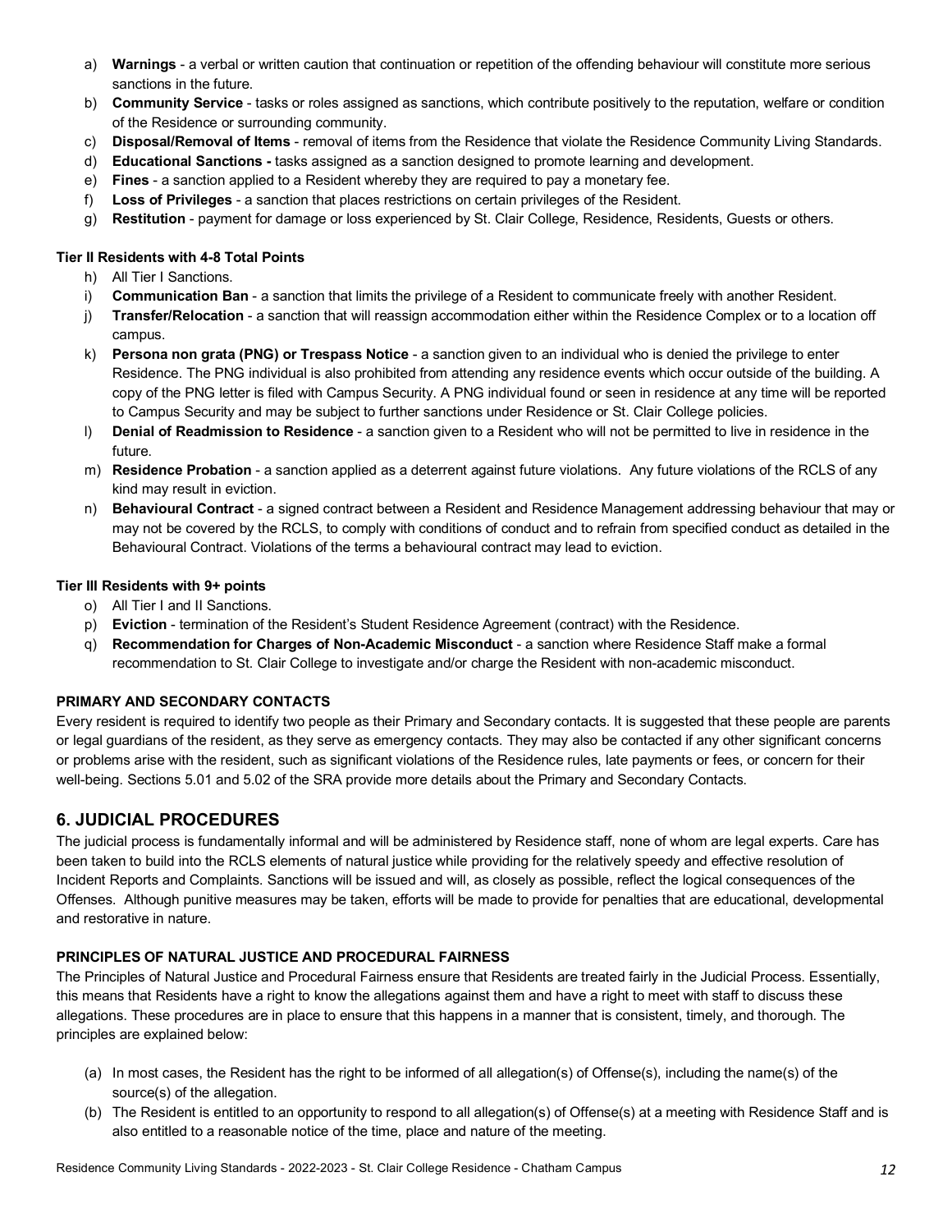a) **Warnings** - a verbal or written caution that continuation or repetition of the offending behaviour will constitute more serious sanctions in the future.
b) **Community Service** - tasks or roles assigned as sanctions, which contribute positively to the reputation, welfare or condition of the Residence or surrounding community.
c) **Disposal/Removal of Items** - removal of items from the Residence that violate the Residence Community Living Standards.
d) **Educational Sanctions -** tasks assigned as a sanction designed to promote learning and development.
e) **Fines** - a sanction applied to a Resident whereby they are required to pay a monetary fee.
f) **Loss of Privileges** - a sanction that places restrictions on certain privileges of the Resident.
g) **Restitution** - payment for damage or loss experienced by St. Clair College, Residence, Residents, Guests or others.

**Tier II Residents with 4-8 Total Points**

h) All Tier I Sanctions.
i) **Communication Ban** - a sanction that limits the privilege of a Resident to communicate freely with another Resident.
j) **Transfer/Relocation** - a sanction that will reassign accommodation either within the Residence Complex or to a location off campus.
k) **Persona non grata (PNG) or Trespass Notice** - a sanction given to an individual who is denied the privilege to enter Residence. The PNG individual is also prohibited from attending any residence events which occur outside of the building. A copy of the PNG letter is filed with Campus Security. A PNG individual found or seen in residence at any time will be reported to Campus Security and may be subject to further sanctions under Residence or St. Clair College policies.
l) **Denial of Readmission to Residence** - a sanction given to a Resident who will not be permitted to live in residence in the future.
m) **Residence Probation** - a sanction applied as a deterrent against future violations. Any future violations of the RCLS of any kind may result in eviction.
n) **Behavioural Contract** - a signed contract between a Resident and Residence Management addressing behaviour that may or may not be covered by the RCLS, to comply with conditions of conduct and to refrain from specified conduct as detailed in the Behavioural Contract. Violations of the terms a behavioural contract may lead to eviction.

**Tier III Residents with 9+ points**

o) All Tier I and II Sanctions.
p) **Eviction** - termination of the Resident's Student Residence Agreement (contract) with the Residence.
q) **Recommendation for Charges of Non-Academic Misconduct** - a sanction where Residence Staff make a formal recommendation to St. Clair College to investigate and/or charge the Resident with non-academic misconduct.

**PRIMARY AND SECONDARY CONTACTS**

Every resident is required to identify two people as their Primary and Secondary contacts. It is suggested that these people are parents or legal guardians of the resident, as they serve as emergency contacts. They may also be contacted if any other significant concerns or problems arise with the resident, such as significant violations of the Residence rules, late payments or fees, or concern for their well-being. Sections 5.01 and 5.02 of the SRA provide more details about the Primary and Secondary Contacts.

## 6. JUDICIAL PROCEDURES

The judicial process is fundamentally informal and will be administered by Residence staff, none of whom are legal experts. Care has been taken to build into the RCLS elements of natural justice while providing for the relatively speedy and effective resolution of Incident Reports and Complaints. Sanctions will be issued and will, as closely as possible, reflect the logical consequences of the Offenses. Although punitive measures may be taken, efforts will be made to provide for penalties that are educational, developmental and restorative in nature.

**PRINCIPLES OF NATURAL JUSTICE AND PROCEDURAL FAIRNESS**

The Principles of Natural Justice and Procedural Fairness ensure that Residents are treated fairly in the Judicial Process. Essentially, this means that Residents have a right to know the allegations against them and have a right to meet with staff to discuss these allegations. These procedures are in place to ensure that this happens in a manner that is consistent, timely, and thorough. The principles are explained below:

(a) In most cases, the Resident has the right to be informed of all allegation(s) of Offense(s), including the name(s) of the source(s) of the allegation.
(b) The Resident is entitled to an opportunity to respond to all allegation(s) of Offense(s) at a meeting with Residence Staff and is also entitled to a reasonable notice of the time, place and nature of the meeting.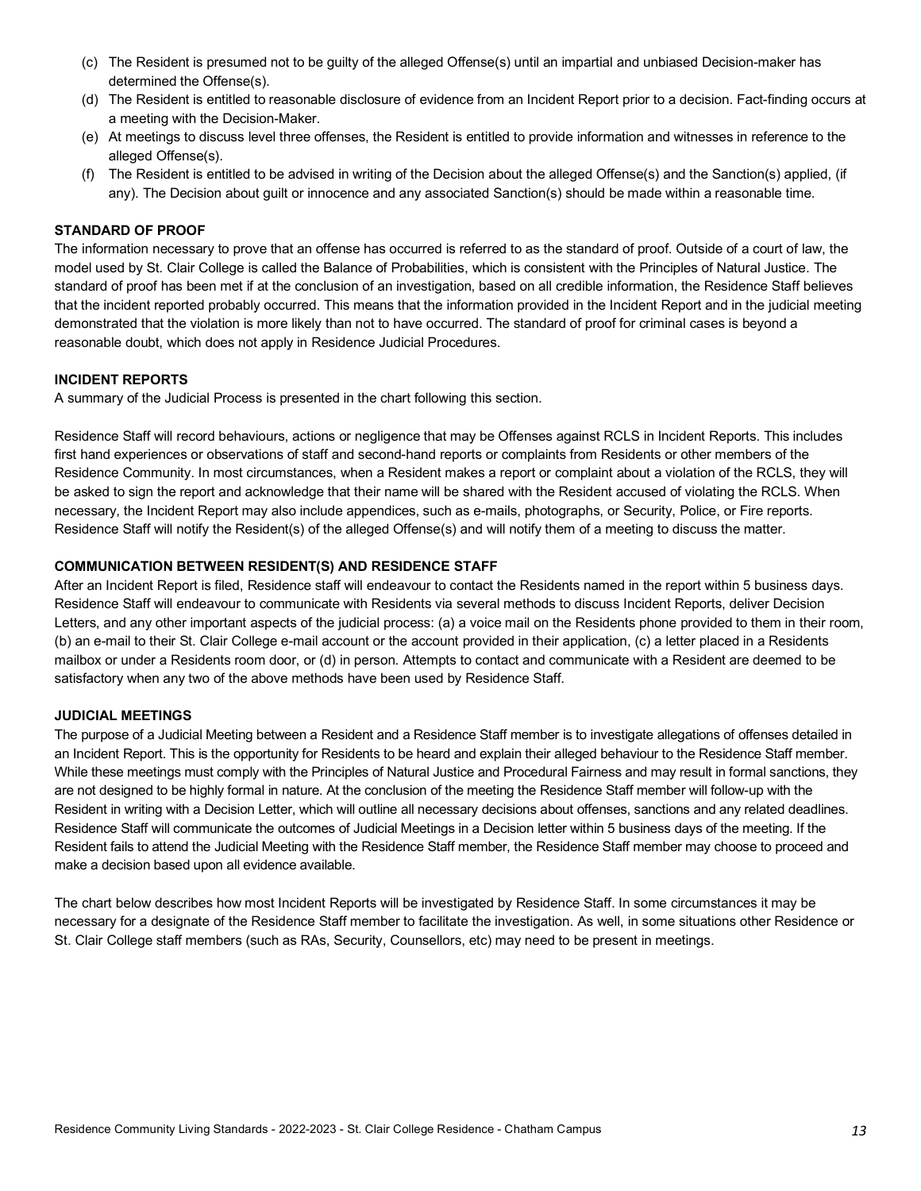(c) The Resident is presumed not to be guilty of the alleged Offense(s) until an impartial and unbiased Decision-maker has determined the Offense(s).

(d) The Resident is entitled to reasonable disclosure of evidence from an Incident Report prior to a decision. Fact-finding occurs at a meeting with the Decision-Maker.

(e) At meetings to discuss level three offenses, the Resident is entitled to provide information and witnesses in reference to the alleged Offense(s).

(f) The Resident is entitled to be advised in writing of the Decision about the alleged Offense(s) and the Sanction(s) applied, (if any). The Decision about guilt or innocence and any associated Sanction(s) should be made within a reasonable time.

**STANDARD OF PROOF**

The information necessary to prove that an offense has occurred is referred to as the standard of proof. Outside of a court of law, the model used by St. Clair College is called the Balance of Probabilities, which is consistent with the Principles of Natural Justice. The standard of proof has been met if at the conclusion of an investigation, based on all credible information, the Residence Staff believes that the incident reported probably occurred. This means that the information provided in the Incident Report and in the judicial meeting demonstrated that the violation is more likely than not to have occurred. The standard of proof for criminal cases is beyond a reasonable doubt, which does not apply in Residence Judicial Procedures.

**INCIDENT REPORTS**

A summary of the Judicial Process is presented in the chart following this section.

Residence Staff will record behaviours, actions or negligence that may be Offenses against RCLS in Incident Reports. This includes first hand experiences or observations of staff and second-hand reports or complaints from Residents or other members of the Residence Community. In most circumstances, when a Resident makes a report or complaint about a violation of the RCLS, they will be asked to sign the report and acknowledge that their name will be shared with the Resident accused of violating the RCLS. When necessary, the Incident Report may also include appendices, such as e-mails, photographs, or Security, Police, or Fire reports. Residence Staff will notify the Resident(s) of the alleged Offense(s) and will notify them of a meeting to discuss the matter.

**COMMUNICATION BETWEEN RESIDENT(S) AND RESIDENCE STAFF**

After an Incident Report is filed, Residence staff will endeavour to contact the Residents named in the report within 5 business days. Residence Staff will endeavour to communicate with Residents via several methods to discuss Incident Reports, deliver Decision Letters, and any other important aspects of the judicial process: (a) a voice mail on the Residents phone provided to them in their room, (b) an e-mail to their St. Clair College e-mail account or the account provided in their application, (c) a letter placed in a Residents mailbox or under a Residents room door, or (d) in person. Attempts to contact and communicate with a Resident are deemed to be satisfactory when any two of the above methods have been used by Residence Staff.

**JUDICIAL MEETINGS**

The purpose of a Judicial Meeting between a Resident and a Residence Staff member is to investigate allegations of offenses detailed in an Incident Report. This is the opportunity for Residents to be heard and explain their alleged behaviour to the Residence Staff member. While these meetings must comply with the Principles of Natural Justice and Procedural Fairness and may result in formal sanctions, they are not designed to be highly formal in nature. At the conclusion of the meeting the Residence Staff member will follow-up with the Resident in writing with a Decision Letter, which will outline all necessary decisions about offenses, sanctions and any related deadlines. Residence Staff will communicate the outcomes of Judicial Meetings in a Decision letter within 5 business days of the meeting. If the Resident fails to attend the Judicial Meeting with the Residence Staff member, the Residence Staff member may choose to proceed and make a decision based upon all evidence available.

The chart below describes how most Incident Reports will be investigated by Residence Staff. In some circumstances it may be necessary for a designate of the Residence Staff member to facilitate the investigation. As well, in some situations other Residence or St. Clair College staff members (such as RAs, Security, Counsellors, etc) may need to be present in meetings.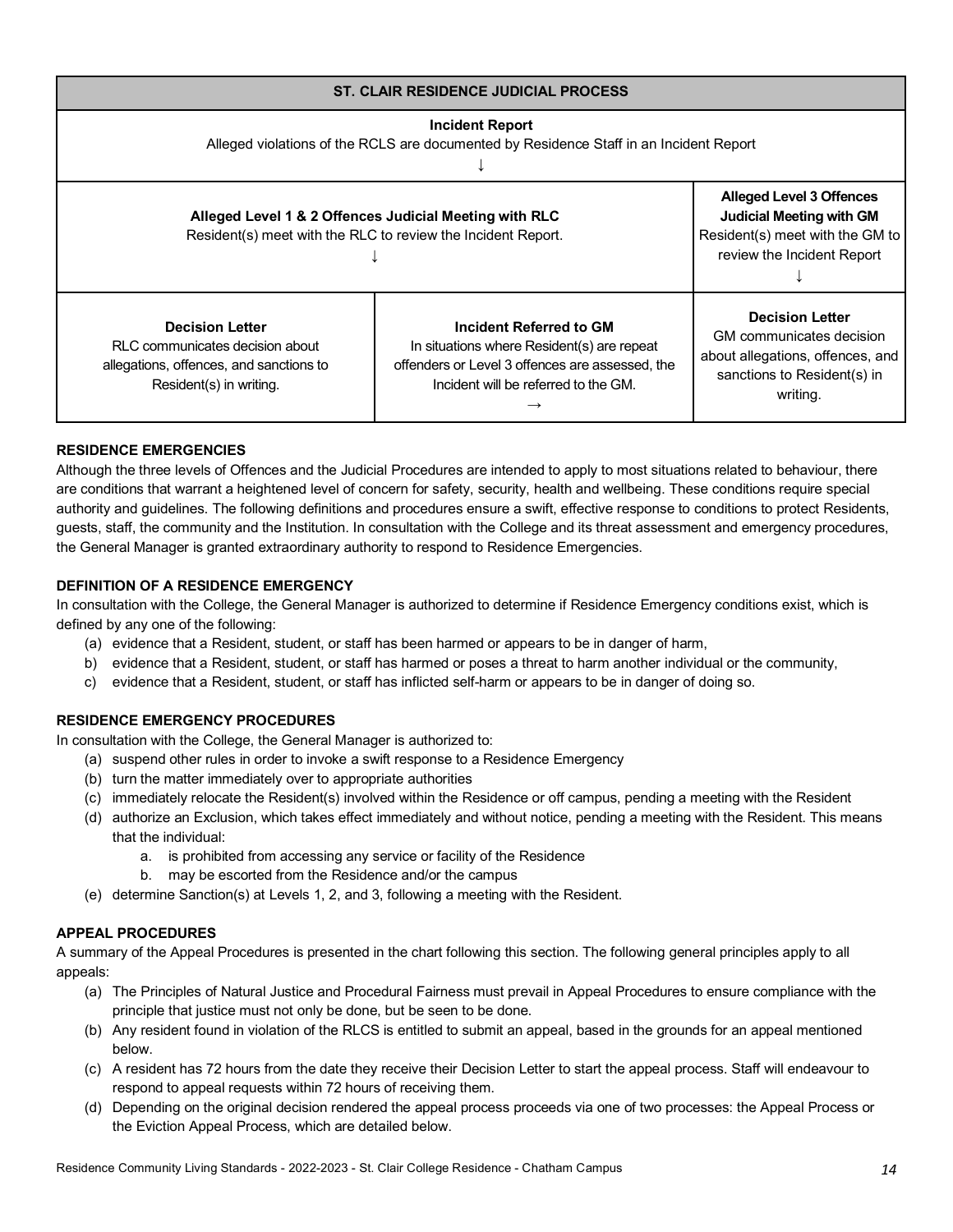| ST. CLAIR RESIDENCE JUDICIAL PROCESS | | |
|---|---|---|
| **Incident Report**<br>Alleged violations of the RCLS are documented by Residence Staff in an Incident Report<br>↓ | | |
| **Alleged Level 1 & 2 Offences Judicial Meeting with RLC**<br>Resident(s) meet with the RLC to review the Incident Report.<br>↓ | | **Alleged Level 3 Offences Judicial Meeting with GM**<br>Resident(s) meet with the GM to review the Incident Report<br>↓ |
| **Decision Letter**<br>RLC communicates decision about allegations, offences, and sanctions to Resident(s) in writing. | **Incident Referred to GM**<br>In situations where Resident(s) are repeat offenders or Level 3 offences are assessed, the Incident will be referred to the GM.<br>→ | **Decision Letter**<br>GM communicates decision about allegations, offences, and sanctions to Resident(s) in writing. |

**RESIDENCE EMERGENCIES**

Although the three levels of Offences and the Judicial Procedures are intended to apply to most situations related to behaviour, there are conditions that warrant a heightened level of concern for safety, security, health and wellbeing. These conditions require special authority and guidelines. The following definitions and procedures ensure a swift, effective response to conditions to protect Residents, guests, staff, the community and the Institution. In consultation with the College and its threat assessment and emergency procedures, the General Manager is granted extraordinary authority to respond to Residence Emergencies.

**DEFINITION OF A RESIDENCE EMERGENCY**

In consultation with the College, the General Manager is authorized to determine if Residence Emergency conditions exist, which is defined by any one of the following:

(a) evidence that a Resident, student, or staff has been harmed or appears to be in danger of harm,
b) evidence that a Resident, student, or staff has harmed or poses a threat to harm another individual or the community,
c) evidence that a Resident, student, or staff has inflicted self-harm or appears to be in danger of doing so.

**RESIDENCE EMERGENCY PROCEDURES**

In consultation with the College, the General Manager is authorized to:

(a) suspend other rules in order to invoke a swift response to a Residence Emergency
(b) turn the matter immediately over to appropriate authorities
(c) immediately relocate the Resident(s) involved within the Residence or off campus, pending a meeting with the Resident
(d) authorize an Exclusion, which takes effect immediately and without notice, pending a meeting with the Resident. This means that the individual:
    a. is prohibited from accessing any service or facility of the Residence
    b. may be escorted from the Residence and/or the campus
(e) determine Sanction(s) at Levels 1, 2, and 3, following a meeting with the Resident.

**APPEAL PROCEDURES**

A summary of the Appeal Procedures is presented in the chart following this section. The following general principles apply to all appeals:

(a) The Principles of Natural Justice and Procedural Fairness must prevail in Appeal Procedures to ensure compliance with the principle that justice must not only be done, but be seen to be done.
(b) Any resident found in violation of the RLCS is entitled to submit an appeal, based in the grounds for an appeal mentioned below.
(c) A resident has 72 hours from the date they receive their Decision Letter to start the appeal process. Staff will endeavour to respond to appeal requests within 72 hours of receiving them.
(d) Depending on the original decision rendered the appeal process proceeds via one of two processes: the Appeal Process or the Eviction Appeal Process, which are detailed below.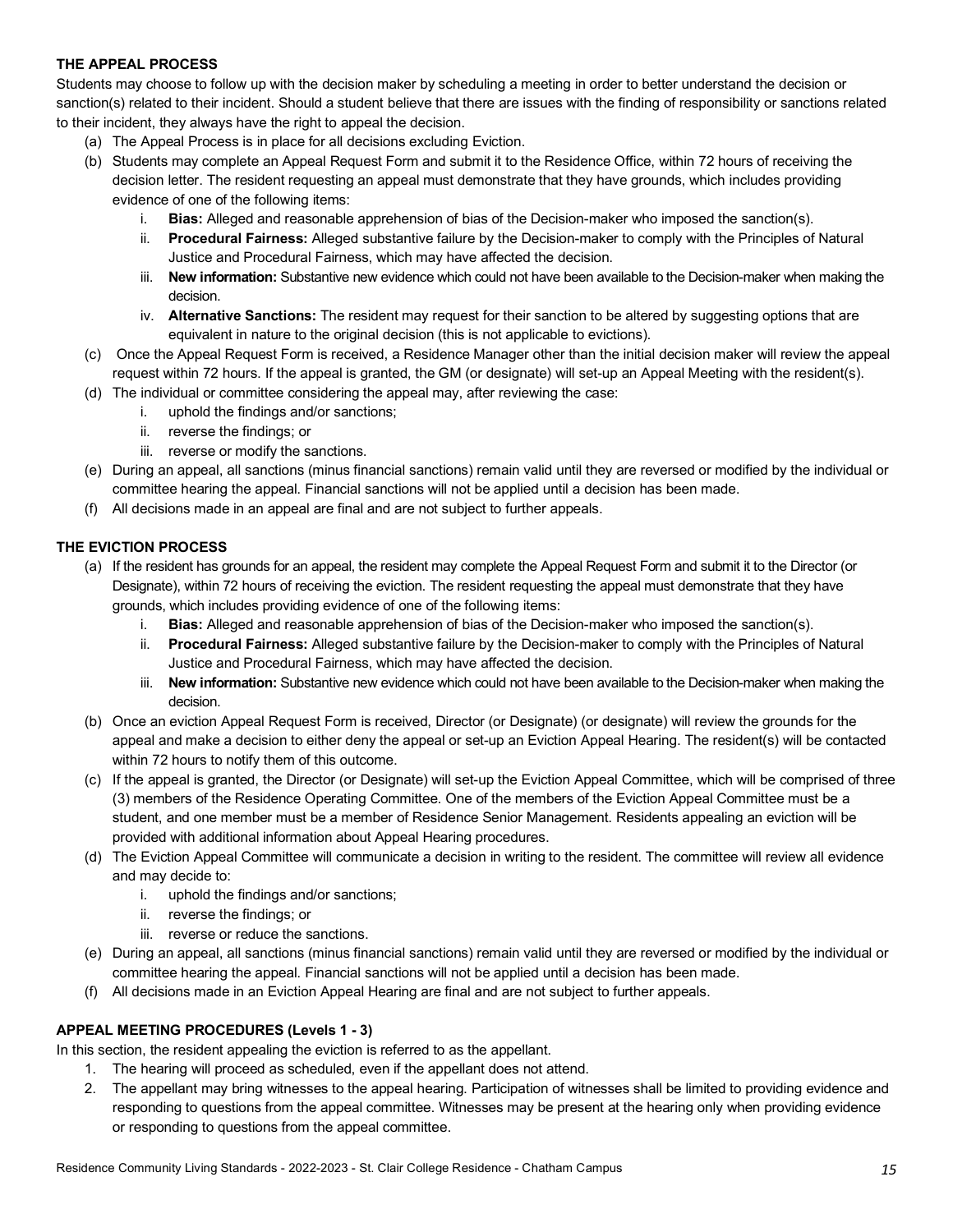### THE APPEAL PROCESS

Students may choose to follow up with the decision maker by scheduling a meeting in order to better understand the decision or sanction(s) related to their incident. Should a student believe that there are issues with the finding of responsibility or sanctions related to their incident, they always have the right to appeal the decision.

(a) The Appeal Process is in place for all decisions excluding Eviction.

(b) Students may complete an Appeal Request Form and submit it to the Residence Office, within 72 hours of receiving the decision letter. The resident requesting an appeal must demonstrate that they have grounds, which includes providing evidence of one of the following items:

  i. **Bias:** Alleged and reasonable apprehension of bias of the Decision-maker who imposed the sanction(s).
  ii. **Procedural Fairness:** Alleged substantive failure by the Decision-maker to comply with the Principles of Natural Justice and Procedural Fairness, which may have affected the decision.
  iii. **New information:** Substantive new evidence which could not have been available to the Decision-maker when making the decision.
  iv. **Alternative Sanctions:** The resident may request for their sanction to be altered by suggesting options that are equivalent in nature to the original decision (this is not applicable to evictions).

(c) Once the Appeal Request Form is received, a Residence Manager other than the initial decision maker will review the appeal request within 72 hours. If the appeal is granted, the GM (or designate) will set-up an Appeal Meeting with the resident(s).

(d) The individual or committee considering the appeal may, after reviewing the case:

  i. uphold the findings and/or sanctions;
  ii. reverse the findings; or
  iii. reverse or modify the sanctions.

(e) During an appeal, all sanctions (minus financial sanctions) remain valid until they are reversed or modified by the individual or committee hearing the appeal. Financial sanctions will not be applied until a decision has been made.

(f) All decisions made in an appeal are final and are not subject to further appeals.

### THE EVICTION PROCESS

(a) If the resident has grounds for an appeal, the resident may complete the Appeal Request Form and submit it to the Director (or Designate), within 72 hours of receiving the eviction. The resident requesting the appeal must demonstrate that they have grounds, which includes providing evidence of one of the following items:

  i. **Bias:** Alleged and reasonable apprehension of bias of the Decision-maker who imposed the sanction(s).
  ii. **Procedural Fairness:** Alleged substantive failure by the Decision-maker to comply with the Principles of Natural Justice and Procedural Fairness, which may have affected the decision.
  iii. **New information:** Substantive new evidence which could not have been available to the Decision-maker when making the decision.

(b) Once an eviction Appeal Request Form is received, Director (or Designate) (or designate) will review the grounds for the appeal and make a decision to either deny the appeal or set-up an Eviction Appeal Hearing. The resident(s) will be contacted within 72 hours to notify them of this outcome.

(c) If the appeal is granted, the Director (or Designate) will set-up the Eviction Appeal Committee, which will be comprised of three (3) members of the Residence Operating Committee. One of the members of the Eviction Appeal Committee must be a student, and one member must be a member of Residence Senior Management. Residents appealing an eviction will be provided with additional information about Appeal Hearing procedures.

(d) The Eviction Appeal Committee will communicate a decision in writing to the resident. The committee will review all evidence and may decide to:

  i. uphold the findings and/or sanctions;
  ii. reverse the findings; or
  iii. reverse or reduce the sanctions.

(e) During an appeal, all sanctions (minus financial sanctions) remain valid until they are reversed or modified by the individual or committee hearing the appeal. Financial sanctions will not be applied until a decision has been made.

(f) All decisions made in an Eviction Appeal Hearing are final and are not subject to further appeals.

### APPEAL MEETING PROCEDURES (Levels 1 - 3)

In this section, the resident appealing the eviction is referred to as the appellant.

1. The hearing will proceed as scheduled, even if the appellant does not attend.
2. The appellant may bring witnesses to the appeal hearing. Participation of witnesses shall be limited to providing evidence and responding to questions from the appeal committee. Witnesses may be present at the hearing only when providing evidence or responding to questions from the appeal committee.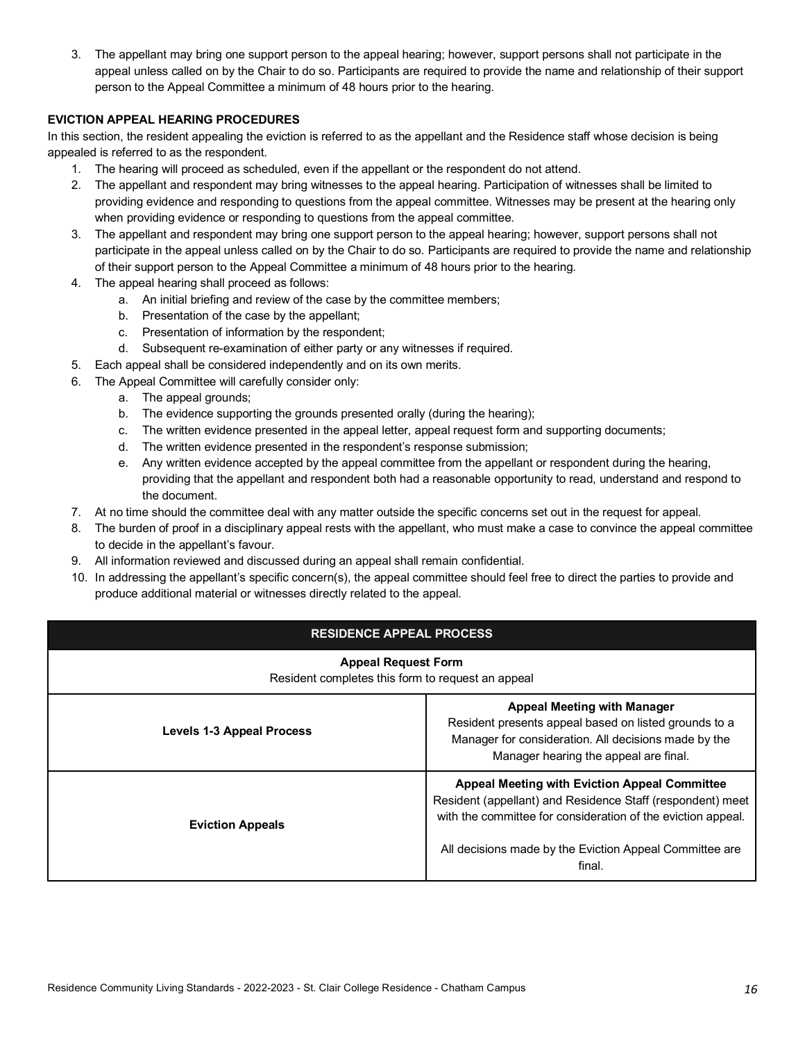3. The appellant may bring one support person to the appeal hearing; however, support persons shall not participate in the appeal unless called on by the Chair to do so. Participants are required to provide the name and relationship of their support person to the Appeal Committee a minimum of 48 hours prior to the hearing.

**EVICTION APPEAL HEARING PROCEDURES**

In this section, the resident appealing the eviction is referred to as the appellant and the Residence staff whose decision is being appealed is referred to as the respondent.

1. The hearing will proceed as scheduled, even if the appellant or the respondent do not attend.
2. The appellant and respondent may bring witnesses to the appeal hearing. Participation of witnesses shall be limited to providing evidence and responding to questions from the appeal committee. Witnesses may be present at the hearing only when providing evidence or responding to questions from the appeal committee.
3. The appellant and respondent may bring one support person to the appeal hearing; however, support persons shall not participate in the appeal unless called on by the Chair to do so. Participants are required to provide the name and relationship of their support person to the Appeal Committee a minimum of 48 hours prior to the hearing.
4. The appeal hearing shall proceed as follows:
    a. An initial briefing and review of the case by the committee members;
    b. Presentation of the case by the appellant;
    c. Presentation of information by the respondent;
    d. Subsequent re-examination of either party or any witnesses if required.
5. Each appeal shall be considered independently and on its own merits.
6. The Appeal Committee will carefully consider only:
    a. The appeal grounds;
    b. The evidence supporting the grounds presented orally (during the hearing);
    c. The written evidence presented in the appeal letter, appeal request form and supporting documents;
    d. The written evidence presented in the respondent's response submission;
    e. Any written evidence accepted by the appeal committee from the appellant or respondent during the hearing, providing that the appellant and respondent both had a reasonable opportunity to read, understand and respond to the document.
7. At no time should the committee deal with any matter outside the specific concerns set out in the request for appeal.
8. The burden of proof in a disciplinary appeal rests with the appellant, who must make a case to convince the appeal committee to decide in the appellant's favour.
9. All information reviewed and discussed during an appeal shall remain confidential.
10. In addressing the appellant's specific concern(s), the appeal committee should feel free to direct the parties to provide and produce additional material or witnesses directly related to the appeal.

| RESIDENCE APPEAL PROCESS | |
|---|---|
| **Appeal Request Form**<br>Resident completes this form to request an appeal | |
| **Levels 1-3 Appeal Process** | **Appeal Meeting with Manager**<br>Resident presents appeal based on listed grounds to a Manager for consideration. All decisions made by the Manager hearing the appeal are final. |
| **Eviction Appeals** | **Appeal Meeting with Eviction Appeal Committee**<br>Resident (appellant) and Residence Staff (respondent) meet with the committee for consideration of the eviction appeal.<br><br>All decisions made by the Eviction Appeal Committee are final. |